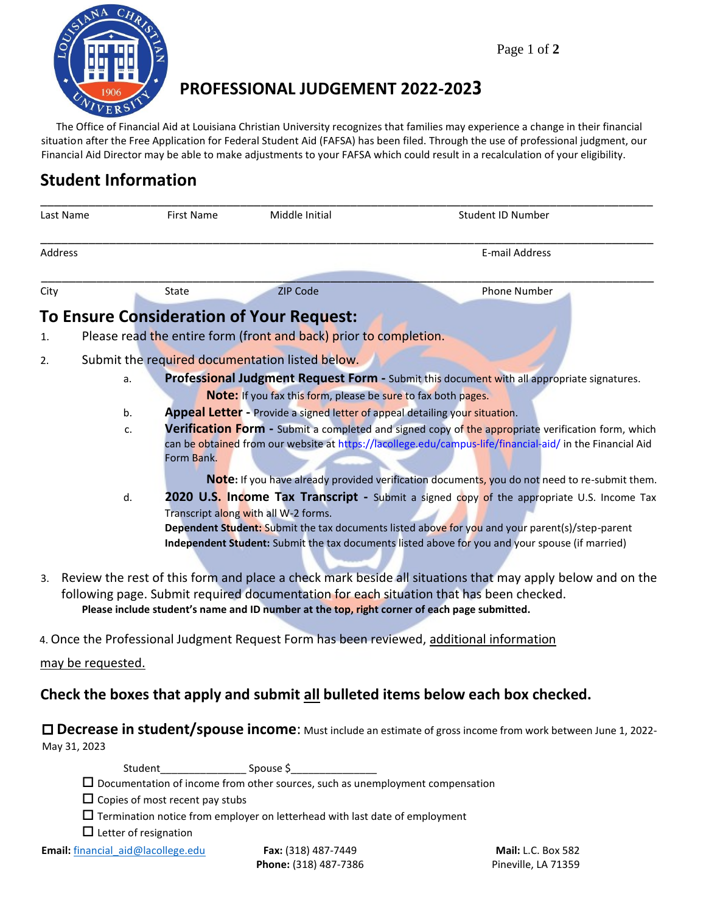# PROFESSIONAL JUDGEMENT 2022-2023

The Office of Financial Aid at Louisiana Christian University recognizes that families may experience a change in their financial situation after the Free Application for Federal Student Aid (FAFSA) has been filed. Through the use of professional judgment, our Financial Aid Director may be able to make adjustments to your FAFSA which could result in a recalculation of your eligibility.

## Student Information

______________________________________________________________________________

Last Name First Name Middle Initial Student ID Number

______________________________________________________________________________

Address E-mail Address

______________________________________________________________________________

City State ZIP Code Phone Number

## To Ensure Consideration of Your Request:

1. Please read the entire form (front and back) prior to completion.
2. Submit the required documentation listed below.
   a. **Professional Judgment Request Form -** Submit this document with all appropriate signatures.
      **Note:** If you fax this form, please be sure to fax both pages.
   b. **Appeal Letter -** Provide a signed letter of appeal detailing your situation.
   c. **Verification Form -** Submit a completed and signed copy of the appropriate verification form, which can be obtained from our website at https://lacollege.edu/campus-life/financial-aid/ in the Financial Aid Form Bank.
      **Note:** If you have already provided verification documents, you do not need to re-submit them.
   d. **2020 U.S. Income Tax Transcript -** Submit a signed copy of the appropriate U.S. Income Tax Transcript along with all W-2 forms.
      **Dependent Student:** Submit the tax documents listed above for you and your parent(s)/step-parent
      **Independent Student:** Submit the tax documents listed above for you and your spouse (if married)
3. Review the rest of this form and place a check mark beside all situations that may apply below and on the following page. Submit required documentation for each situation that has been checked.
   **Please include student's name and ID number at the top, right corner of each page submitted.**
4. Once the Professional Judgment Request Form has been reviewed, additional information may be requested.

## Check the boxes that apply and submit all bulleted items below each box checked.

☐ **Decrease in student/spouse income**: Must include an estimate of gross income from work between June 1, 2022-May 31, 2023

Student_______________ Spouse $_______________

- ☐ Documentation of income from other sources, such as unemployment compensation
- ☐ Copies of most recent pay stubs
- ☐ Termination notice from employer on letterhead with last date of employment
- ☐ Letter of resignation

**Email:** financial_aid@lacollege.edu **Fax:** (318) 487-7449 **Phone:** (318) 487-7386 **Mail:** L.C. Box 582 Pineville, LA 71359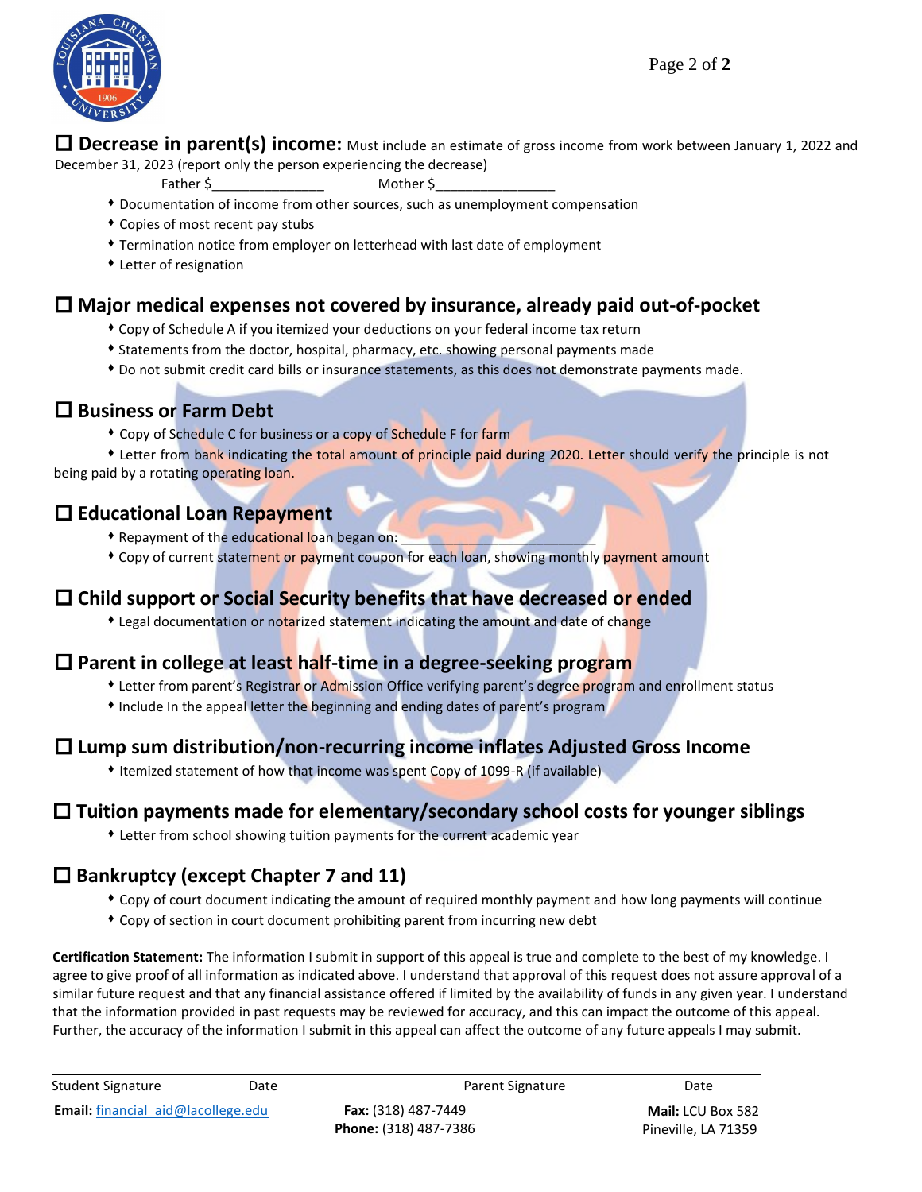☐ **Decrease in parent(s) income:** Must include an estimate of gross income from work between January 1, 2022 and December 31, 2023 (report only the person experiencing the decrease)

Father $_______________ Mother $________________

- Documentation of income from other sources, such as unemployment compensation
- Copies of most recent pay stubs
- Termination notice from employer on letterhead with last date of employment
- Letter of resignation

## ☐ Major medical expenses not covered by insurance, already paid out-of-pocket

- Copy of Schedule A if you itemized your deductions on your federal income tax return
- Statements from the doctor, hospital, pharmacy, etc. showing personal payments made
- Do not submit credit card bills or insurance statements, as this does not demonstrate payments made.

## ☐ Business or Farm Debt

- Copy of Schedule C for business or a copy of Schedule F for farm
- Letter from bank indicating the total amount of principle paid during 2020. Letter should verify the principle is not being paid by a rotating operating loan.

## ☐ Educational Loan Repayment

- Repayment of the educational loan began on: _________________________
- Copy of current statement or payment coupon for each loan, showing monthly payment amount

## ☐ Child support or Social Security benefits that have decreased or ended

- Legal documentation or notarized statement indicating the amount and date of change

## ☐ Parent in college at least half-time in a degree-seeking program

- Letter from parent's Registrar or Admission Office verifying parent's degree program and enrollment status
- Include In the appeal letter the beginning and ending dates of parent's program

## ☐ Lump sum distribution/non-recurring income inflates Adjusted Gross Income

- Itemized statement of how that income was spent Copy of 1099-R (if available)

## ☐ Tuition payments made for elementary/secondary school costs for younger siblings

- Letter from school showing tuition payments for the current academic year

## ☐ Bankruptcy (except Chapter 7 and 11)

- Copy of court document indicating the amount of required monthly payment and how long payments will continue
- Copy of section in court document prohibiting parent from incurring new debt

**Certification Statement:** The information I submit in support of this appeal is true and complete to the best of my knowledge. I agree to give proof of all information as indicated above. I understand that approval of this request does not assure approval of a similar future request and that any financial assistance offered if limited by the availability of funds in any given year. I understand that the information provided in past requests may be reviewed for accuracy, and this can impact the outcome of this appeal. Further, the accuracy of the information I submit in this appeal can affect the outcome of any future appeals I may submit.

Student Signature Date Parent Signature Date

**Email:** financial_aid@lacollege.edu

**Fax:** (318) 487-7449
**Phone:** (318) 487-7386

**Mail:** LCU Box 582
Pineville, LA 71359